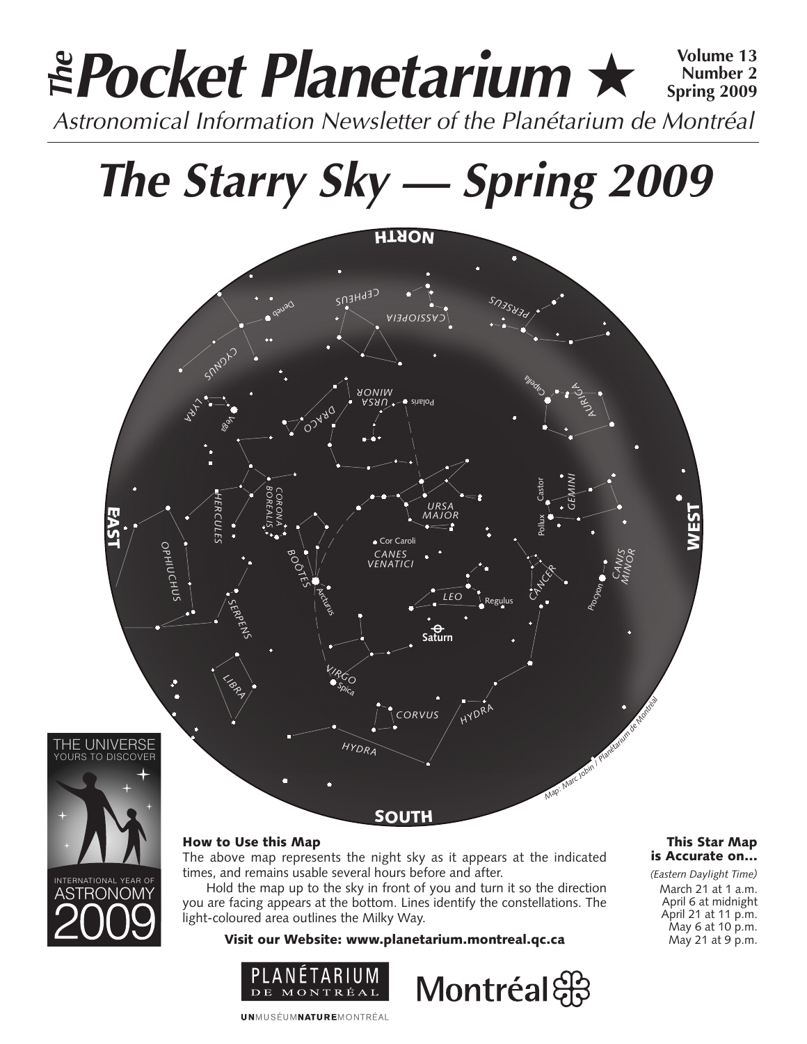# *The* Pocket Planetarium ★

**Volume 13**
**Number 2**
**Spring 2009**

*Astronomical Information Newsletter of the Planétarium de Montréal*

# *The Starry Sky — Spring 2009*

*Map: Marc Jobin / Planétarium de Montréal*

THE UNIVERSE
YOURS TO DISCOVER

INTERNATIONAL YEAR OF
ASTRONOMY
2009

### How to Use this Map

The above map represents the night sky as it appears at the indicated times, and remains usable several hours before and after.

Hold the map up to the sky in front of you and turn it so the direction you are facing appears at the bottom. Lines identify the constellations. The light-coloured area outlines the Milky Way.

**Visit our Website: www.planetarium.montreal.qc.ca**

### This Star Map is Accurate on...

*(Eastern Daylight Time)*

March 21 at 1 a.m.
April 6 at midnight
April 21 at 11 p.m.
May 6 at 10 p.m.
May 21 at 9 p.m.

PLANÉTARIUM DE MONTRÉAL

Montréal

UNMUSÉUMNATUREMONTRÉAL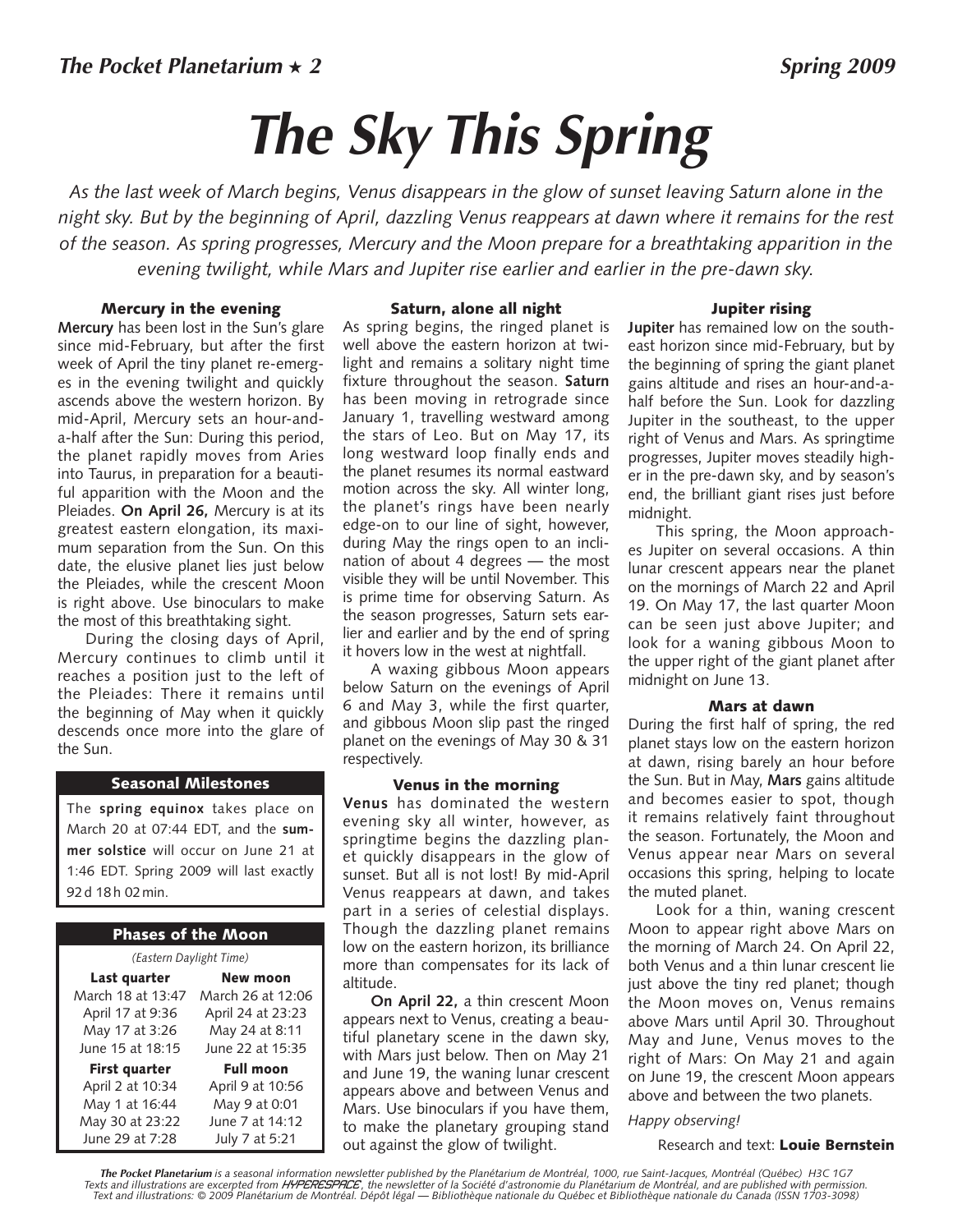# The Sky This Spring

*As the last week of March begins, Venus disappears in the glow of sunset leaving Saturn alone in the night sky. But by the beginning of April, dazzling Venus reappears at dawn where it remains for the rest of the season. As spring progresses, Mercury and the Moon prepare for a breathtaking apparition in the evening twilight, while Mars and Jupiter rise earlier and earlier in the pre-dawn sky.*

### Mercury in the evening

**Mercury** has been lost in the Sun's glare since mid-February, but after the first week of April the tiny planet re-emerges in the evening twilight and quickly ascends above the western horizon. By mid-April, Mercury sets an hour-and-a-half after the Sun: During this period, the planet rapidly moves from Aries into Taurus, in preparation for a beautiful apparition with the Moon and the Pleiades. **On April 26,** Mercury is at its greatest eastern elongation, its maximum separation from the Sun. On this date, the elusive planet lies just below the Pleiades, while the crescent Moon is right above. Use binoculars to make the most of this breathtaking sight.

During the closing days of April, Mercury continues to climb until it reaches a position just to the left of the Pleiades: There it remains until the beginning of May when it quickly descends once more into the glare of the Sun.

### Seasonal Milestones

The **spring equinox** takes place on March 20 at 07:44 EDT, and the **summer solstice** will occur on June 21 at 1:46 EDT. Spring 2009 will last exactly 92 d 18 h 02 min.

### Phases of the Moon

*(Eastern Daylight Time)*

| Last quarter | New moon |
|---|---|
| March 18 at 13:47 | March 26 at 12:06 |
| April 17 at 9:36 | April 24 at 23:23 |
| May 17 at 3:26 | May 24 at 8:11 |
| June 15 at 18:15 | June 22 at 15:35 |
| **First quarter** | **Full moon** |
| April 2 at 10:34 | April 9 at 10:56 |
| May 1 at 16:44 | May 9 at 0:01 |
| May 30 at 23:22 | June 7 at 14:12 |
| June 29 at 7:28 | July 7 at 5:21 |

### Saturn, alone all night

As spring begins, the ringed planet is well above the eastern horizon at twilight and remains a solitary night time fixture throughout the season. **Saturn** has been moving in retrograde since January 1, travelling westward among the stars of Leo. But on May 17, its long westward loop finally ends and the planet resumes its normal eastward motion across the sky. All winter long, the planet's rings have been nearly edge-on to our line of sight, however, during May the rings open to an inclination of about 4 degrees — the most visible they will be until November. This is prime time for observing Saturn. As the season progresses, Saturn sets earlier and earlier and by the end of spring it hovers low in the west at nightfall.

A waxing gibbous Moon appears below Saturn on the evenings of April 6 and May 3, while the first quarter, and gibbous Moon slip past the ringed planet on the evenings of May 30 & 31 respectively.

### Venus in the morning

**Venus** has dominated the western evening sky all winter, however, as springtime begins the dazzling planet quickly disappears in the glow of sunset. But all is not lost! By mid-April Venus reappears at dawn, and takes part in a series of celestial displays. Though the dazzling planet remains low on the eastern horizon, its brilliance more than compensates for its lack of altitude.

**On April 22,** a thin crescent Moon appears next to Venus, creating a beautiful planetary scene in the dawn sky, with Mars just below. Then on May 21 and June 19, the waning lunar crescent appears above and between Venus and Mars. Use binoculars if you have them, to make the planetary grouping stand out against the glow of twilight.

### Jupiter rising

**Jupiter** has remained low on the southeast horizon since mid-February, but by the beginning of spring the giant planet gains altitude and rises an hour-and-a-half before the Sun. Look for dazzling Jupiter in the southeast, to the upper right of Venus and Mars. As springtime progresses, Jupiter moves steadily higher in the pre-dawn sky, and by season's end, the brilliant giant rises just before midnight.

This spring, the Moon approaches Jupiter on several occasions. A thin lunar crescent appears near the planet on the mornings of March 22 and April 19. On May 17, the last quarter Moon can be seen just above Jupiter; and look for a waning gibbous Moon to the upper right of the giant planet after midnight on June 13.

### Mars at dawn

During the first half of spring, the red planet stays low on the eastern horizon at dawn, rising barely an hour before the Sun. But in May, **Mars** gains altitude and becomes easier to spot, though it remains relatively faint throughout the season. Fortunately, the Moon and Venus appear near Mars on several occasions this spring, helping to locate the muted planet.

Look for a thin, waning crescent Moon to appear right above Mars on the morning of March 24. On April 22, both Venus and a thin lunar crescent lie just above the tiny red planet; though the Moon moves on, Venus remains above Mars until April 30. Throughout May and June, Venus moves to the right of Mars: On May 21 and again on June 19, the crescent Moon appears above and between the two planets.

*Happy observing!*

Research and text: **Louie Bernstein**

***The Pocket Planetarium*** *is a seasonal information newsletter published by the Planétarium de Montréal, 1000, rue Saint-Jacques, Montréal (Québec) H3C 1G7*
*Texts and illustrations are excerpted from HYPERESPACE, the newsletter of la Société d'astronomie du Planétarium de Montréal, and are published with permission.*
*Text and illustrations: © 2009 Planétarium de Montréal. Dépôt légal — Bibliothèque nationale du Québec et Bibliothèque nationale du Canada (ISSN 1703-3098)*